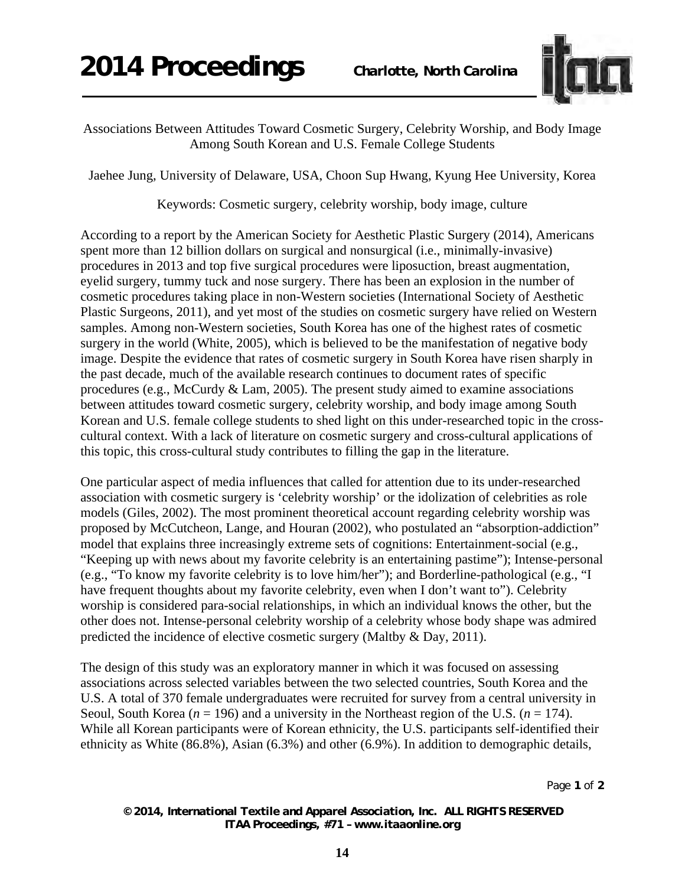# Associations Between Attitudes Toward Cosmetic Surgery, Celebrity Worship, and Body Image Among South Korean and U.S. Female College Students

Jaehee Jung, University of Delaware, USA, Choon Sup Hwang, Kyung Hee University, Korea

Keywords: Cosmetic surgery, celebrity worship, body image, culture

According to a report by the American Society for Aesthetic Plastic Surgery (2014), Americans spent more than 12 billion dollars on surgical and nonsurgical (i.e., minimally-invasive) procedures in 2013 and top five surgical procedures were liposuction, breast augmentation, eyelid surgery, tummy tuck and nose surgery. There has been an explosion in the number of cosmetic procedures taking place in non-Western societies (International Society of Aesthetic Plastic Surgeons, 2011), and yet most of the studies on cosmetic surgery have relied on Western samples. Among non-Western societies, South Korea has one of the highest rates of cosmetic surgery in the world (White, 2005), which is believed to be the manifestation of negative body image. Despite the evidence that rates of cosmetic surgery in South Korea have risen sharply in the past decade, much of the available research continues to document rates of specific procedures (e.g., McCurdy & Lam, 2005). The present study aimed to examine associations between attitudes toward cosmetic surgery, celebrity worship, and body image among South Korean and U.S. female college students to shed light on this under-researched topic in the cross-cultural context. With a lack of literature on cosmetic surgery and cross-cultural applications of this topic, this cross-cultural study contributes to filling the gap in the literature.

One particular aspect of media influences that called for attention due to its under-researched association with cosmetic surgery is 'celebrity worship' or the idolization of celebrities as role models (Giles, 2002). The most prominent theoretical account regarding celebrity worship was proposed by McCutcheon, Lange, and Houran (2002), who postulated an "absorption-addiction" model that explains three increasingly extreme sets of cognitions: Entertainment-social (e.g., "Keeping up with news about my favorite celebrity is an entertaining pastime"); Intense-personal (e.g., "To know my favorite celebrity is to love him/her"); and Borderline-pathological (e.g., "I have frequent thoughts about my favorite celebrity, even when I don't want to"). Celebrity worship is considered para-social relationships, in which an individual knows the other, but the other does not. Intense-personal celebrity worship of a celebrity whose body shape was admired predicted the incidence of elective cosmetic surgery (Maltby & Day, 2011).

The design of this study was an exploratory manner in which it was focused on assessing associations across selected variables between the two selected countries, South Korea and the U.S. A total of 370 female undergraduates were recruited for survey from a central university in Seoul, South Korea ($n$ = 196) and a university in the Northeast region of the U.S. ($n$ = 174). While all Korean participants were of Korean ethnicity, the U.S. participants self-identified their ethnicity as White (86.8%), Asian (6.3%) and other (6.9%). In addition to demographic details,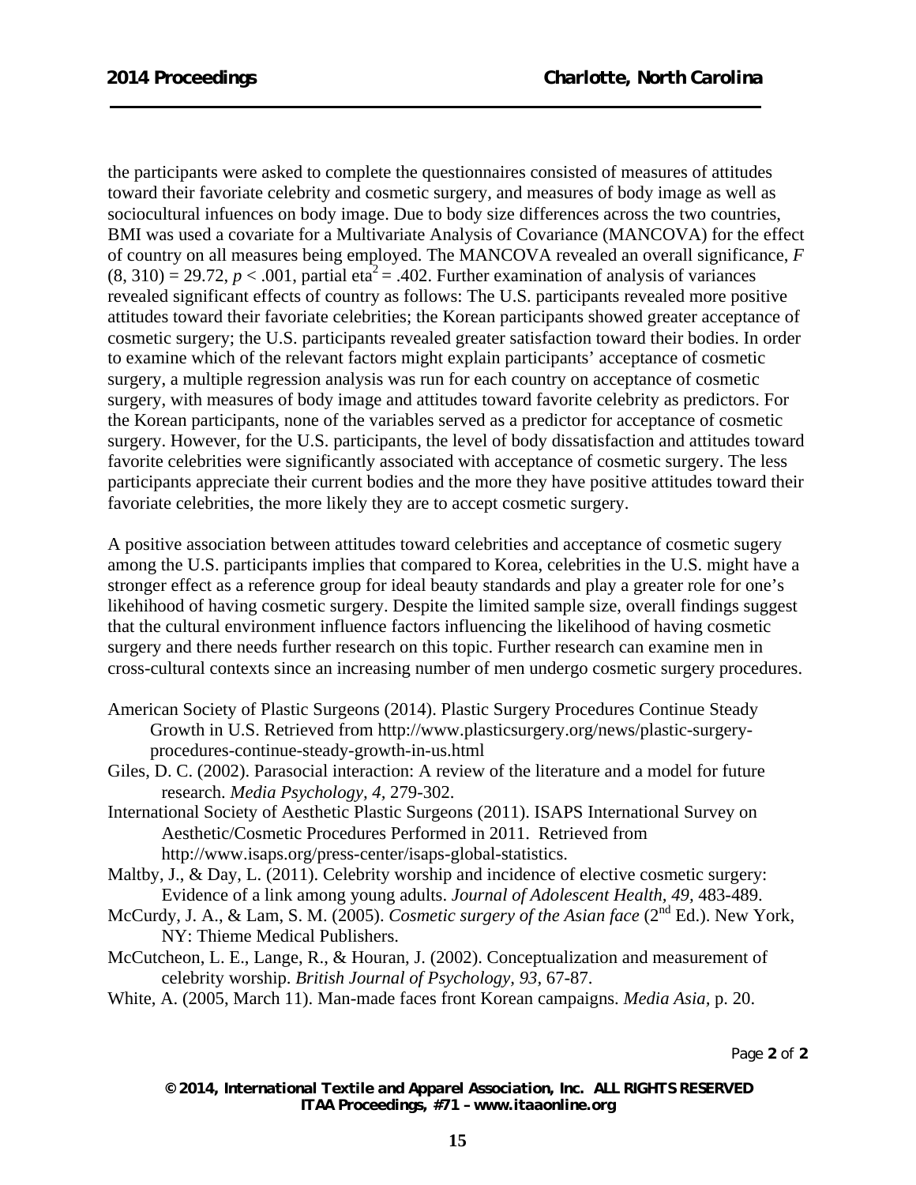the participants were asked to complete the questionnaires consisted of measures of attitudes toward their favoriate celebrity and cosmetic surgery, and measures of body image as well as sociocultural infuences on body image. Due to body size differences across the two countries, BMI was used a covariate for a Multivariate Analysis of Covariance (MANCOVA) for the effect of country on all measures being employed. The MANCOVA revealed an overall significance, $F$ $(8, 310) = 29.72$, $p < .001$, partial $\text{eta}^2 = .402$. Further examination of analysis of variances revealed significant effects of country as follows: The U.S. participants revealed more positive attitudes toward their favoriate celebrities; the Korean participants showed greater acceptance of cosmetic surgery; the U.S. participants revealed greater satisfaction toward their bodies. In order to examine which of the relevant factors might explain participants' acceptance of cosmetic surgery, a multiple regression analysis was run for each country on acceptance of cosmetic surgery, with measures of body image and attitudes toward favorite celebrity as predictors. For the Korean participants, none of the variables served as a predictor for acceptance of cosmetic surgery. However, for the U.S. participants, the level of body dissatisfaction and attitudes toward favorite celebrities were significantly associated with acceptance of cosmetic surgery. The less participants appreciate their current bodies and the more they have positive attitudes toward their favoriate celebrities, the more likely they are to accept cosmetic surgery.

A positive association between attitudes toward celebrities and acceptance of cosmetic sugery among the U.S. participants implies that compared to Korea, celebrities in the U.S. might have a stronger effect as a reference group for ideal beauty standards and play a greater role for one's likehihood of having cosmetic surgery. Despite the limited sample size, overall findings suggest that the cultural environment influence factors influencing the likelihood of having cosmetic surgery and there needs further research on this topic. Further research can examine men in cross-cultural contexts since an increasing number of men undergo cosmetic surgery procedures.

American Society of Plastic Surgeons (2014). Plastic Surgery Procedures Continue Steady Growth in U.S. Retrieved from http://www.plasticsurgery.org/news/plastic-surgery-procedures-continue-steady-growth-in-us.html

Giles, D. C. (2002). Parasocial interaction: A review of the literature and a model for future research. *Media Psychology, 4,* 279-302.

International Society of Aesthetic Plastic Surgeons (2011). ISAPS International Survey on Aesthetic/Cosmetic Procedures Performed in 2011. Retrieved from http://www.isaps.org/press-center/isaps-global-statistics.

Maltby, J., & Day, L. (2011). Celebrity worship and incidence of elective cosmetic surgery: Evidence of a link among young adults. *Journal of Adolescent Health, 49,* 483-489.

McCurdy, J. A., & Lam, S. M. (2005). *Cosmetic surgery of the Asian face* (2nd Ed.). New York, NY: Thieme Medical Publishers.

McCutcheon, L. E., Lange, R., & Houran, J. (2002). Conceptualization and measurement of celebrity worship. *British Journal of Psychology, 93,* 67-87.

White, A. (2005, March 11). Man-made faces front Korean campaigns. *Media Asia,* p. 20.